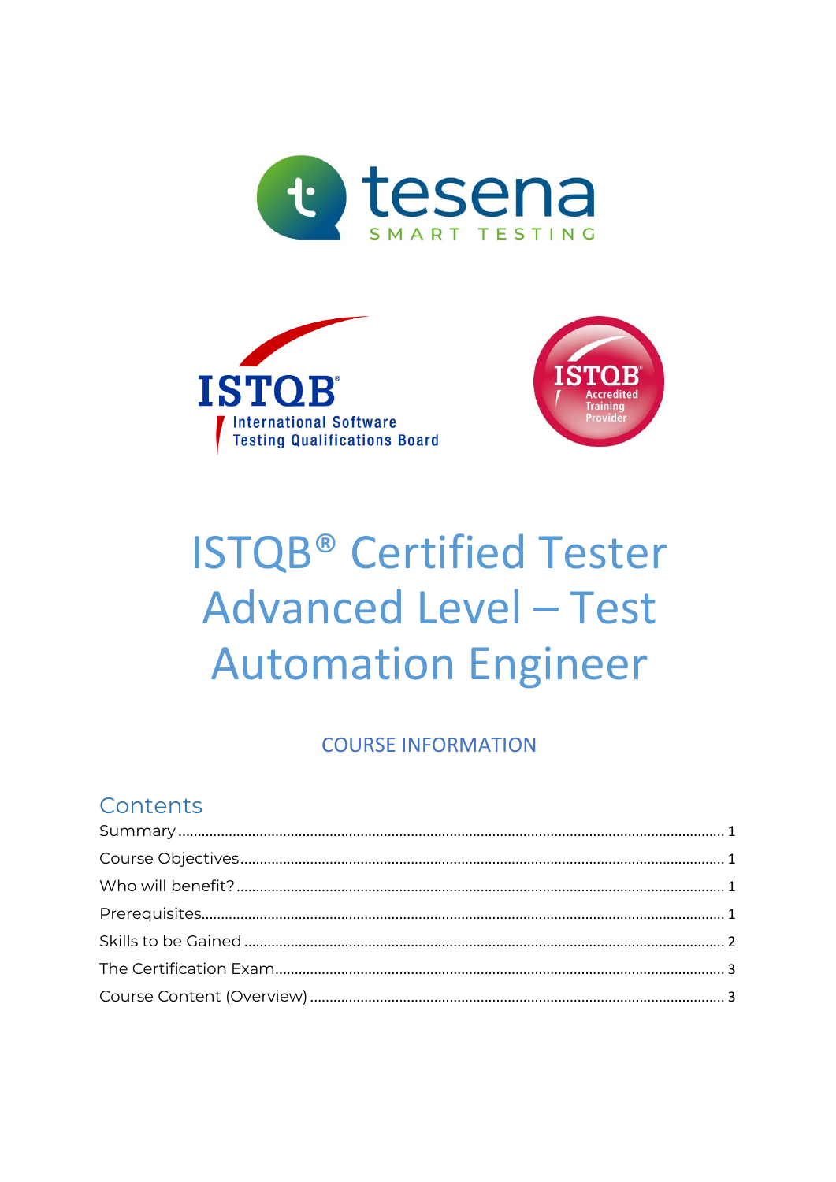# ISTQB® Certified Tester Advanced Level – Test Automation Engineer

COURSE INFORMATION

## Contents

Summary ........................................................................................................................ 1
Course Objectives ......................................................................................................... 1
Who will benefit? .......................................................................................................... 1
Prerequisites ................................................................................................................ 1
Skills to be Gained ........................................................................................................ 2
The Certification Exam .................................................................................................. 3
Course Content (Overview) ........................................................................................... 3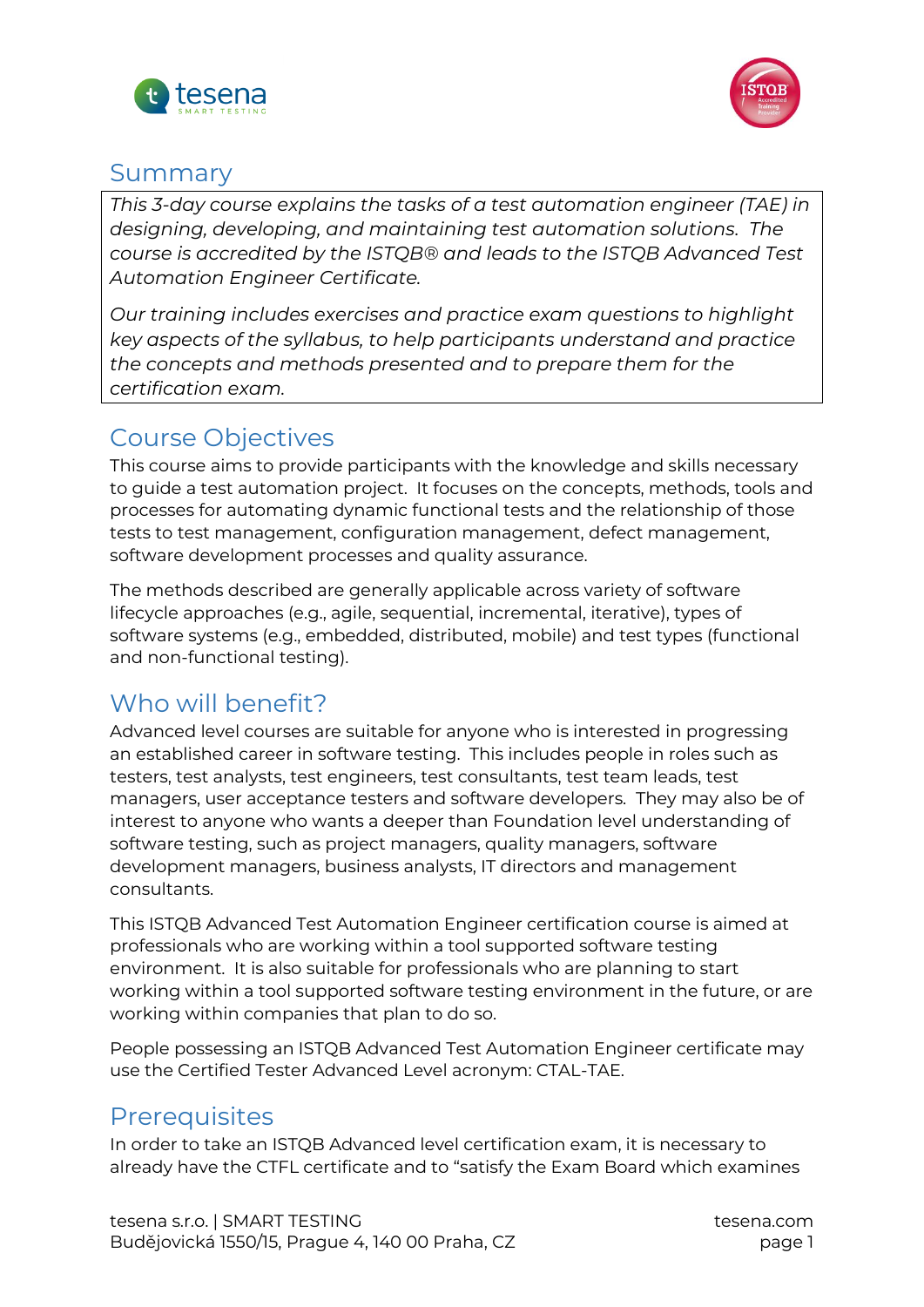## Summary

*This 3-day course explains the tasks of a test automation engineer (TAE) in designing, developing, and maintaining test automation solutions. The course is accredited by the ISTQB® and leads to the ISTQB Advanced Test Automation Engineer Certificate.*

*Our training includes exercises and practice exam questions to highlight key aspects of the syllabus, to help participants understand and practice the concepts and methods presented and to prepare them for the certification exam.*

## Course Objectives

This course aims to provide participants with the knowledge and skills necessary to guide a test automation project. It focuses on the concepts, methods, tools and processes for automating dynamic functional tests and the relationship of those tests to test management, configuration management, defect management, software development processes and quality assurance.

The methods described are generally applicable across variety of software lifecycle approaches (e.g., agile, sequential, incremental, iterative), types of software systems (e.g., embedded, distributed, mobile) and test types (functional and non-functional testing).

## Who will benefit?

Advanced level courses are suitable for anyone who is interested in progressing an established career in software testing. This includes people in roles such as testers, test analysts, test engineers, test consultants, test team leads, test managers, user acceptance testers and software developers. They may also be of interest to anyone who wants a deeper than Foundation level understanding of software testing, such as project managers, quality managers, software development managers, business analysts, IT directors and management consultants.

This ISTQB Advanced Test Automation Engineer certification course is aimed at professionals who are working within a tool supported software testing environment. It is also suitable for professionals who are planning to start working within a tool supported software testing environment in the future, or are working within companies that plan to do so.

People possessing an ISTQB Advanced Test Automation Engineer certificate may use the Certified Tester Advanced Level acronym: CTAL-TAE.

## Prerequisites

In order to take an ISTQB Advanced level certification exam, it is necessary to already have the CTFL certificate and to "satisfy the Exam Board which examines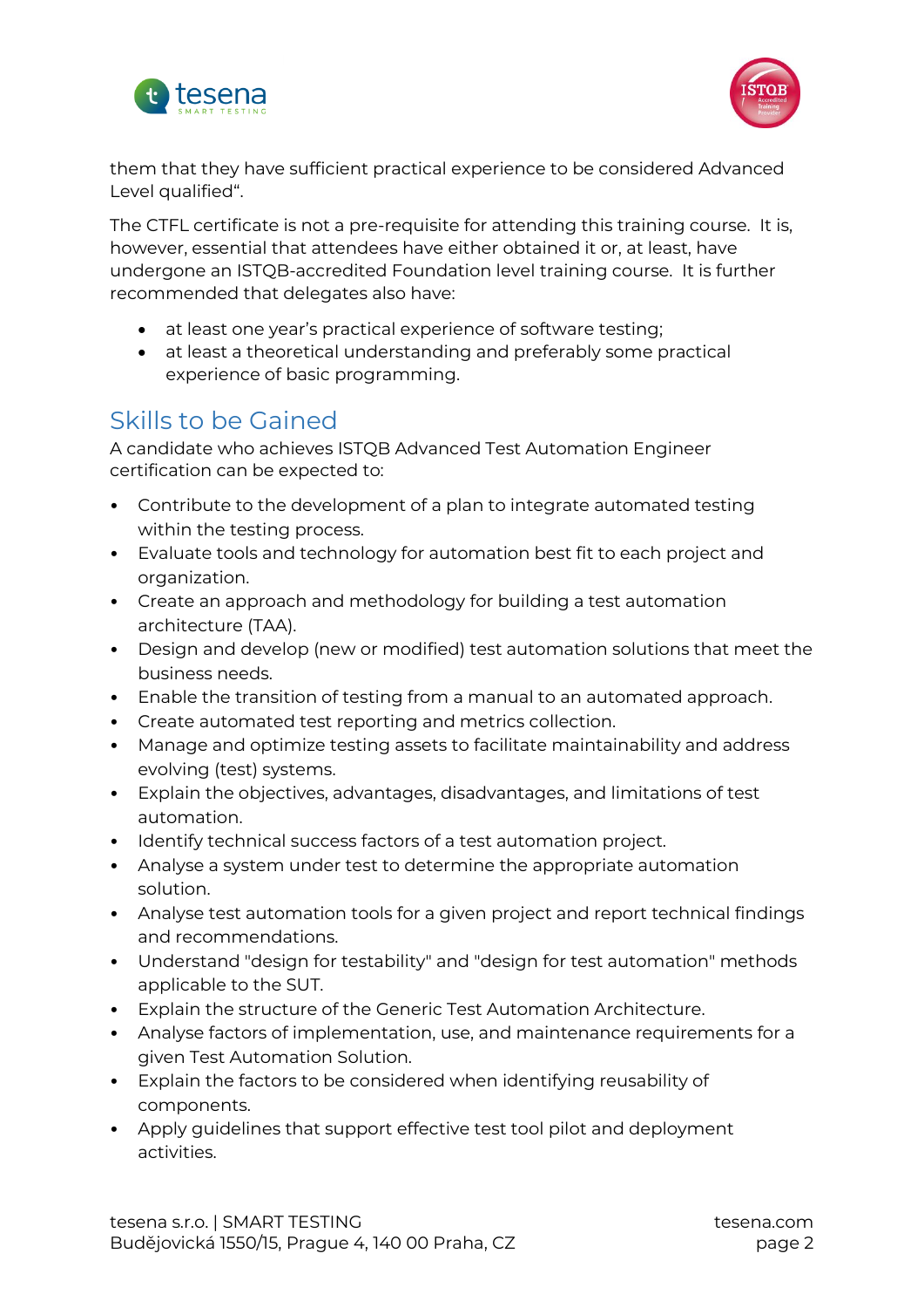them that they have sufficient practical experience to be considered Advanced Level qualified".

The CTFL certificate is not a pre-requisite for attending this training course. It is, however, essential that attendees have either obtained it or, at least, have undergone an ISTQB-accredited Foundation level training course. It is further recommended that delegates also have:

- at least one year's practical experience of software testing;
- at least a theoretical understanding and preferably some practical experience of basic programming.

## Skills to be Gained

A candidate who achieves ISTQB Advanced Test Automation Engineer certification can be expected to:

- Contribute to the development of a plan to integrate automated testing within the testing process.
- Evaluate tools and technology for automation best fit to each project and organization.
- Create an approach and methodology for building a test automation architecture (TAA).
- Design and develop (new or modified) test automation solutions that meet the business needs.
- Enable the transition of testing from a manual to an automated approach.
- Create automated test reporting and metrics collection.
- Manage and optimize testing assets to facilitate maintainability and address evolving (test) systems.
- Explain the objectives, advantages, disadvantages, and limitations of test automation.
- Identify technical success factors of a test automation project.
- Analyse a system under test to determine the appropriate automation solution.
- Analyse test automation tools for a given project and report technical findings and recommendations.
- Understand "design for testability" and "design for test automation" methods applicable to the SUT.
- Explain the structure of the Generic Test Automation Architecture.
- Analyse factors of implementation, use, and maintenance requirements for a given Test Automation Solution.
- Explain the factors to be considered when identifying reusability of components.
- Apply guidelines that support effective test tool pilot and deployment activities.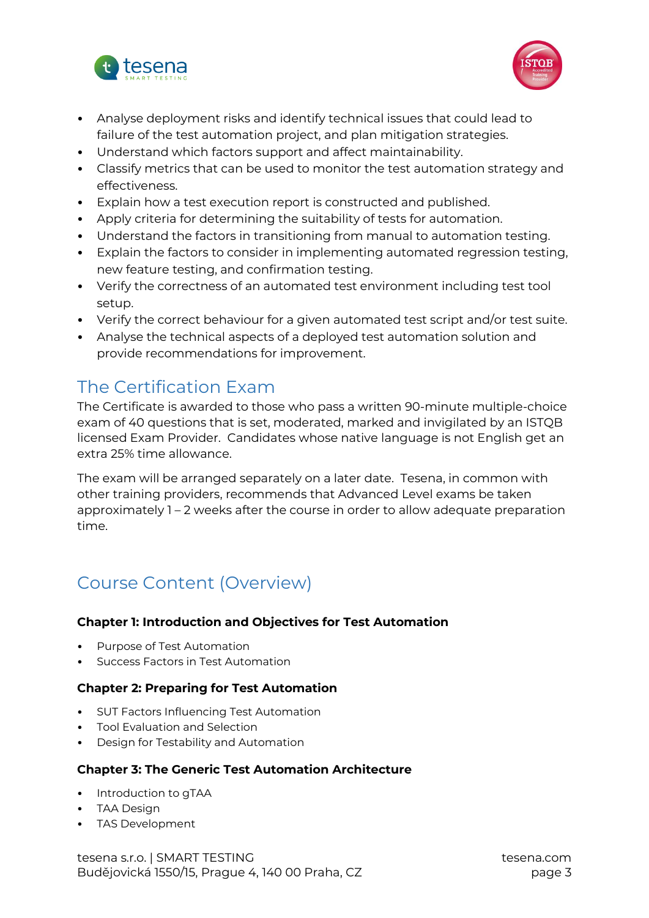- Analyse deployment risks and identify technical issues that could lead to failure of the test automation project, and plan mitigation strategies.
- Understand which factors support and affect maintainability.
- Classify metrics that can be used to monitor the test automation strategy and effectiveness.
- Explain how a test execution report is constructed and published.
- Apply criteria for determining the suitability of tests for automation.
- Understand the factors in transitioning from manual to automation testing.
- Explain the factors to consider in implementing automated regression testing, new feature testing, and confirmation testing.
- Verify the correctness of an automated test environment including test tool setup.
- Verify the correct behaviour for a given automated test script and/or test suite.
- Analyse the technical aspects of a deployed test automation solution and provide recommendations for improvement.

## The Certification Exam

The Certificate is awarded to those who pass a written 90-minute multiple-choice exam of 40 questions that is set, moderated, marked and invigilated by an ISTQB licensed Exam Provider. Candidates whose native language is not English get an extra 25% time allowance.

The exam will be arranged separately on a later date. Tesena, in common with other training providers, recommends that Advanced Level exams be taken approximately 1 – 2 weeks after the course in order to allow adequate preparation time.

## Course Content (Overview)

**Chapter 1: Introduction and Objectives for Test Automation**

- Purpose of Test Automation
- Success Factors in Test Automation

**Chapter 2: Preparing for Test Automation**

- SUT Factors Influencing Test Automation
- Tool Evaluation and Selection
- Design for Testability and Automation

**Chapter 3: The Generic Test Automation Architecture**

- Introduction to gTAA
- TAA Design
- TAS Development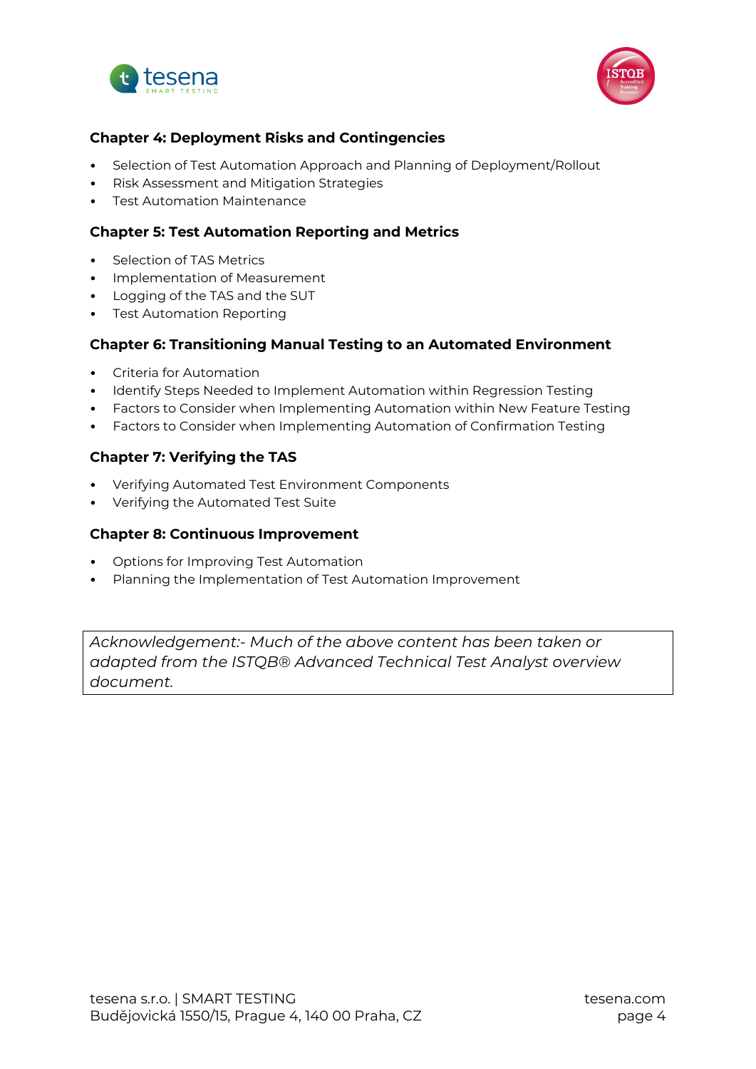### Chapter 4: Deployment Risks and Contingencies

- Selection of Test Automation Approach and Planning of Deployment/Rollout
- Risk Assessment and Mitigation Strategies
- Test Automation Maintenance

### Chapter 5: Test Automation Reporting and Metrics

- Selection of TAS Metrics
- Implementation of Measurement
- Logging of the TAS and the SUT
- Test Automation Reporting

### Chapter 6: Transitioning Manual Testing to an Automated Environment

- Criteria for Automation
- Identify Steps Needed to Implement Automation within Regression Testing
- Factors to Consider when Implementing Automation within New Feature Testing
- Factors to Consider when Implementing Automation of Confirmation Testing

### Chapter 7: Verifying the TAS

- Verifying Automated Test Environment Components
- Verifying the Automated Test Suite

### Chapter 8: Continuous Improvement

- Options for Improving Test Automation
- Planning the Implementation of Test Automation Improvement

*Acknowledgement:- Much of the above content has been taken or adapted from the ISTQB® Advanced Technical Test Analyst overview document.*